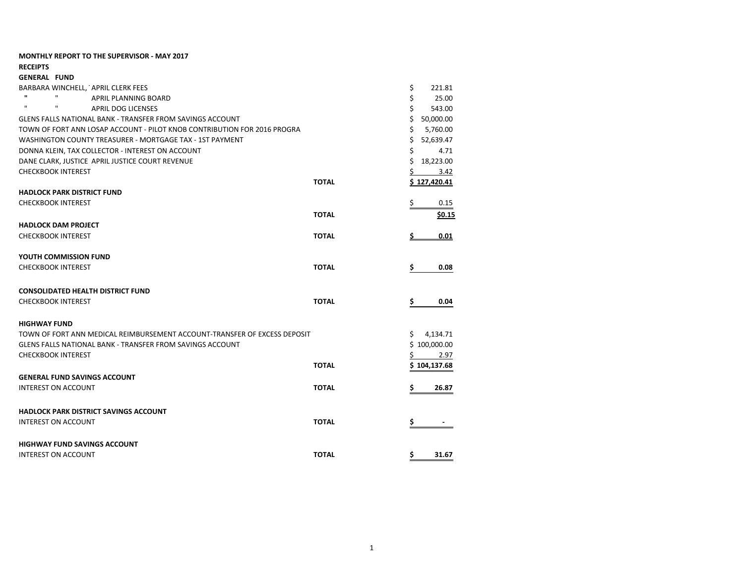**MONTHLY REPORT TO THE SUPERVISOR - MAY 2017**

**RECEIPTS**

**GENERAL FUND**

| | | |
|---|---|---|
| BARBARA WINCHELL, APRIL CLERK FEES | | $ 221.81 |
| " " APRIL PLANNING BOARD | | $ 25.00 |
| " " APRIL DOG LICENSES | | $ 543.00 |
| GLENS FALLS NATIONAL BANK - TRANSFER FROM SAVINGS ACCOUNT | | $ 50,000.00 |
| TOWN OF FORT ANN LOSAP ACCOUNT - PILOT KNOB CONTRIBUTION FOR 2016 PROGRA | | $ 5,760.00 |
| WASHINGTON COUNTY TREASURER - MORTGAGE TAX - 1ST PAYMENT | | $ 52,639.47 |
| DONNA KLEIN, TAX COLLECTOR - INTEREST ON ACCOUNT | | $ 4.71 |
| DANE CLARK, JUSTICE APRIL JUSTICE COURT REVENUE | | $ 18,223.00 |
| CHECKBOOK INTEREST | | $ 3.42 |
| | **TOTAL** | $ 127,420.41 |

**HADLOCK PARK DISTRICT FUND**

| | | |
|---|---|---|
| CHECKBOOK INTEREST | | $ 0.15 |
| | **TOTAL** | **$0.15** |

**HADLOCK DAM PROJECT**

| | | |
|---|---|---|
| CHECKBOOK INTEREST | **TOTAL** | **$ 0.01** |

**YOUTH COMMISSION FUND**

| | | |
|---|---|---|
| CHECKBOOK INTEREST | **TOTAL** | **$ 0.08** |

**CONSOLIDATED HEALTH DISTRICT FUND**

| | | |
|---|---|---|
| CHECKBOOK INTEREST | **TOTAL** | **$ 0.04** |

**HIGHWAY FUND**

| | | |
|---|---|---|
| TOWN OF FORT ANN MEDICAL REIMBURSEMENT ACCOUNT-TRANSFER OF EXCESS DEPOSIT | | $ 4,134.71 |
| GLENS FALLS NATIONAL BANK - TRANSFER FROM SAVINGS ACCOUNT | | $ 100,000.00 |
| CHECKBOOK INTEREST | | $ 2.97 |
| | **TOTAL** | $ 104,137.68 |

**GENERAL FUND SAVINGS ACCOUNT**

| | | |
|---|---|---|
| INTEREST ON ACCOUNT | **TOTAL** | **$ 26.87** |

**HADLOCK PARK DISTRICT SAVINGS ACCOUNT**

| | | |
|---|---|---|
| INTEREST ON ACCOUNT | **TOTAL** | **$ -** |

**HIGHWAY FUND SAVINGS ACCOUNT**

| | | |
|---|---|---|
| INTEREST ON ACCOUNT | **TOTAL** | **$ 31.67** |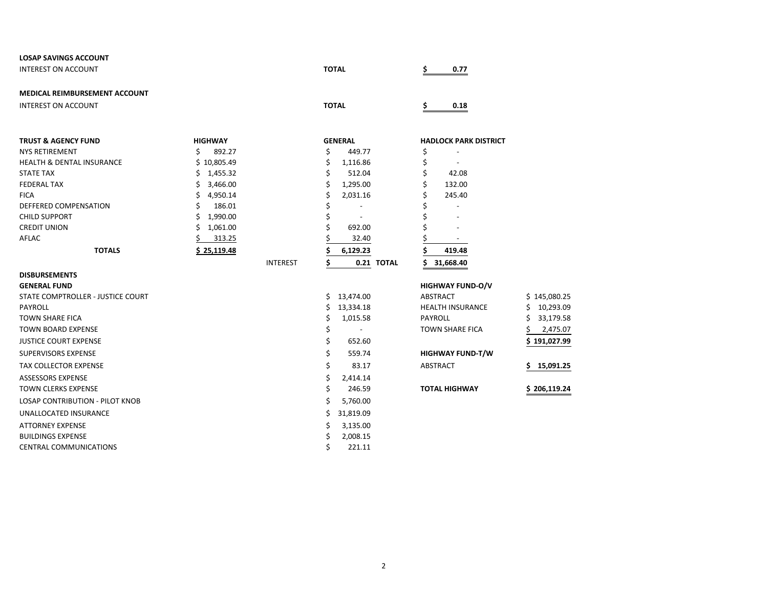**LOSAP SAVINGS ACCOUNT**

| | | |
|---|---|---|
| INTEREST ON ACCOUNT | **TOTAL** | **$ 0.77** |

**MEDICAL REIMBURSEMENT ACCOUNT**

| | | |
|---|---|---|
| INTEREST ON ACCOUNT | **TOTAL** | **$ 0.18** |

| **TRUST & AGENCY FUND** | **HIGHWAY** | | **GENERAL** | | **HADLOCK PARK DISTRICT** |
|---|---|---|---|---|---|
| NYS RETIREMENT | $ 892.27 | | $ 449.77 | | $ - |
| HEALTH & DENTAL INSURANCE | $ 10,805.49 | | $ 1,116.86 | | $ - |
| STATE TAX | $ 1,455.32 | | $ 512.04 | | $ 42.08 |
| FEDERAL TAX | $ 3,466.00 | | $ 1,295.00 | | $ 132.00 |
| FICA | $ 4,950.14 | | $ 2,031.16 | | $ 245.40 |
| DEFFERED COMPENSATION | $ 186.01 | | $ - | | $ - |
| CHILD SUPPORT | $ 1,990.00 | | $ - | | $ - |
| CREDIT UNION | $ 1,061.00 | | $ 692.00 | | $ - |
| AFLAC | $ 313.25 | | $ 32.40 | | $ - |
| **TOTALS** | **$ 25,119.48** | | **$ 6,129.23** | | **$ 419.48** |
| | | INTEREST | **$ 0.21** | **TOTAL** | **$ 31,668.40** |

**DISBURSEMENTS**

| **GENERAL FUND** | |
|---|---|
| STATE COMPTROLLER - JUSTICE COURT | $ 13,474.00 |
| PAYROLL | $ 13,334.18 |
| TOWN SHARE FICA | $ 1,015.58 |
| TOWN BOARD EXPENSE | $ - |
| JUSTICE COURT EXPENSE | $ 652.60 |
| SUPERVISORS EXPENSE | $ 559.74 |
| TAX COLLECTOR EXPENSE | $ 83.17 |
| ASSESSORS EXPENSE | $ 2,414.14 |
| TOWN CLERKS EXPENSE | $ 246.59 |
| LOSAP CONTRIBUTION - PILOT KNOB | $ 5,760.00 |
| UNALLOCATED INSURANCE | $ 31,819.09 |
| ATTORNEY EXPENSE | $ 3,135.00 |
| BUILDINGS EXPENSE | $ 2,008.15 |
| CENTRAL COMMUNICATIONS | $ 221.11 |

| **HIGHWAY FUND-O/V** | |
|---|---|
| ABSTRACT | $ 145,080.25 |
| HEALTH INSURANCE | $ 10,293.09 |
| PAYROLL | $ 33,179.58 |
| TOWN SHARE FICA | $ 2,475.07 |
| | **$ 191,027.99** |
| **HIGHWAY FUND-T/W** | |
| ABSTRACT | **$ 15,091.25** |
| **TOTAL HIGHWAY** | **$ 206,119.24** |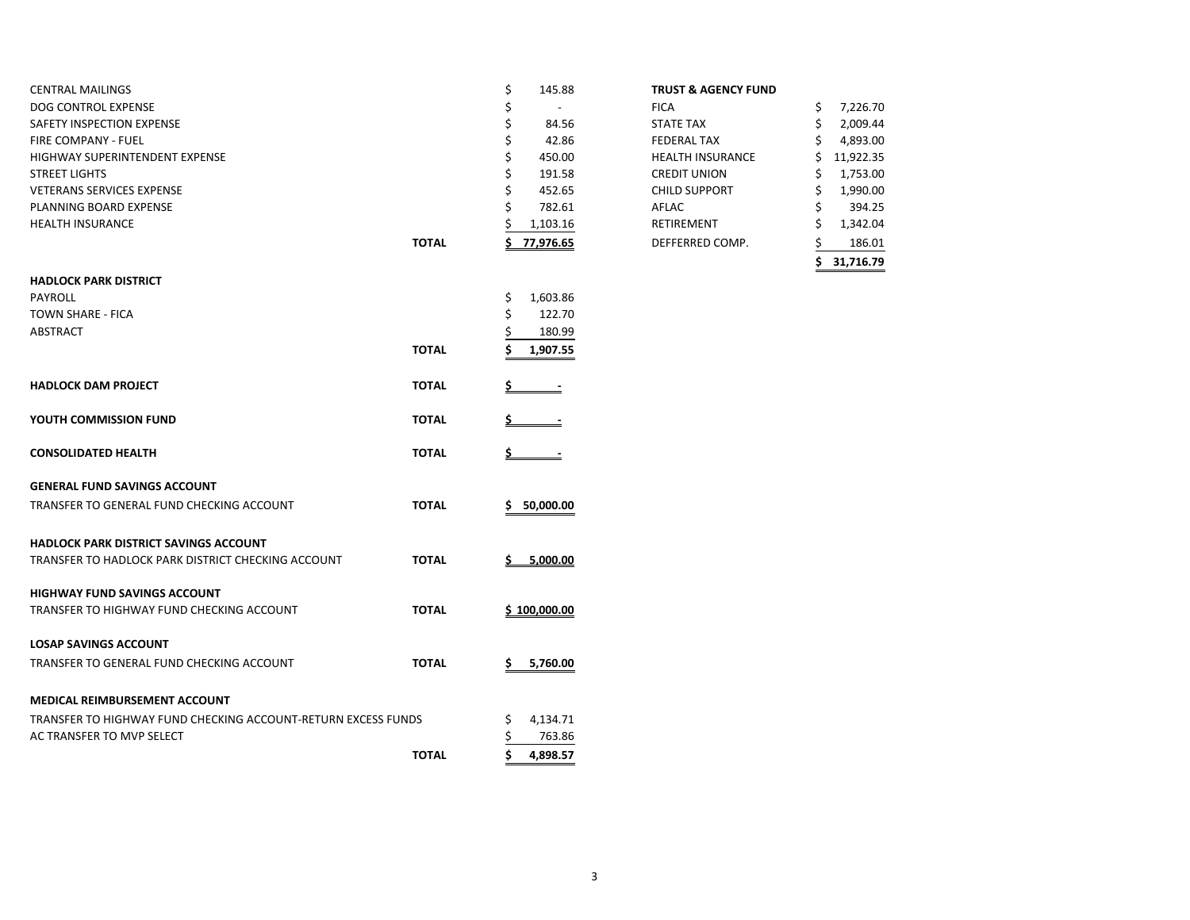| | | |
|---|---|---|
| CENTRAL MAILINGS | | $ 145.88 |
| DOG CONTROL EXPENSE | | $ - |
| SAFETY INSPECTION EXPENSE | | $ 84.56 |
| FIRE COMPANY - FUEL | | $ 42.86 |
| HIGHWAY SUPERINTENDENT EXPENSE | | $ 450.00 |
| STREET LIGHTS | | $ 191.58 |
| VETERANS SERVICES EXPENSE | | $ 452.65 |
| PLANNING BOARD EXPENSE | | $ 782.61 |
| HEALTH INSURANCE | | $ 1,103.16 |
| | **TOTAL** | **$ 77,976.65** |

**HADLOCK PARK DISTRICT**

| | | |
|---|---|---|
| PAYROLL | | $ 1,603.86 |
| TOWN SHARE - FICA | | $ 122.70 |
| ABSTRACT | | $ 180.99 |
| | **TOTAL** | **$ 1,907.55** |

| | | |
|---|---|---|
| **HADLOCK DAM PROJECT** | **TOTAL** | **$ -** |
| **YOUTH COMMISSION FUND** | **TOTAL** | **$ -** |
| **CONSOLIDATED HEALTH** | **TOTAL** | **$ -** |

**GENERAL FUND SAVINGS ACCOUNT**

| | | |
|---|---|---|
| TRANSFER TO GENERAL FUND CHECKING ACCOUNT | **TOTAL** | **$ 50,000.00** |

**HADLOCK PARK DISTRICT SAVINGS ACCOUNT**

| | | |
|---|---|---|
| TRANSFER TO HADLOCK PARK DISTRICT CHECKING ACCOUNT | **TOTAL** | **$ 5,000.00** |

**HIGHWAY FUND SAVINGS ACCOUNT**

| | | |
|---|---|---|
| TRANSFER TO HIGHWAY FUND CHECKING ACCOUNT | **TOTAL** | **$ 100,000.00** |

**LOSAP SAVINGS ACCOUNT**

| | | |
|---|---|---|
| TRANSFER TO GENERAL FUND CHECKING ACCOUNT | **TOTAL** | **$ 5,760.00** |

**MEDICAL REIMBURSEMENT ACCOUNT**

| | | |
|---|---|---|
| TRANSFER TO HIGHWAY FUND CHECKING ACCOUNT-RETURN EXCESS FUNDS | | $ 4,134.71 |
| AC TRANSFER TO MVP SELECT | | $ 763.86 |
| | **TOTAL** | **$ 4,898.57** |

**TRUST & AGENCY FUND**

| | |
|---|---|
| FICA | $ 7,226.70 |
| STATE TAX | $ 2,009.44 |
| FEDERAL TAX | $ 4,893.00 |
| HEALTH INSURANCE | $ 11,922.35 |
| CREDIT UNION | $ 1,753.00 |
| CHILD SUPPORT | $ 1,990.00 |
| AFLAC | $ 394.25 |
| RETIREMENT | $ 1,342.04 |
| DEFFERRED COMP. | $ 186.01 |
| | **$ 31,716.79** |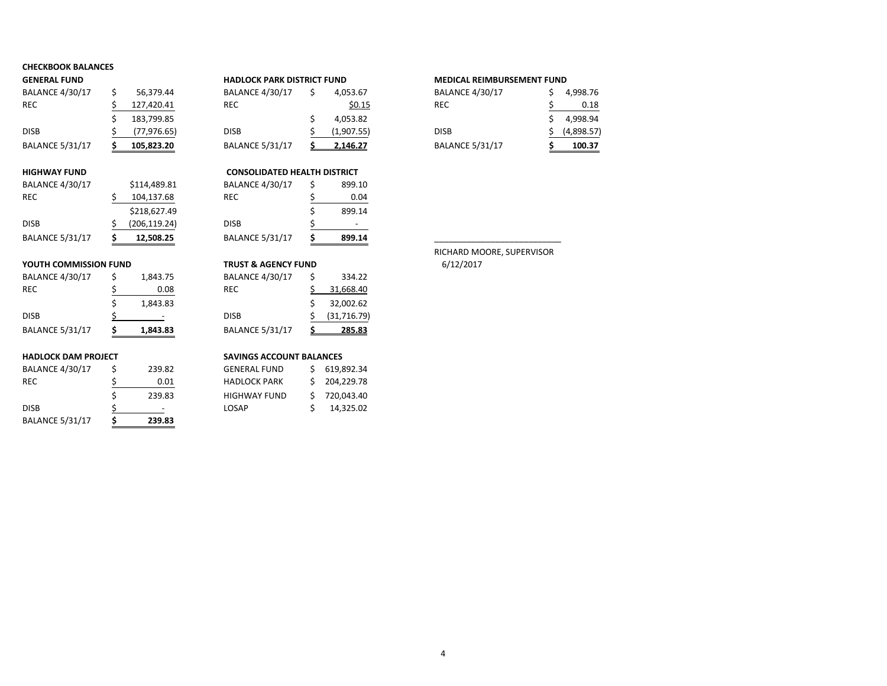**CHECKBOOK BALANCES**

**GENERAL FUND**

| | | |
|---|---|---|
| BALANCE 4/30/17 | $ | 56,379.44 |
| REC | $ | 127,420.41 |
| | $ | 183,799.85 |
| DISB | $ | (77,976.65) |
| BALANCE 5/31/17 | **$** | **105,823.20** |

**HADLOCK PARK DISTRICT FUND**

| | | |
|---|---|---|
| BALANCE 4/30/17 | $ | 4,053.67 |
| REC | | $0.15 |
| | $ | 4,053.82 |
| DISB | $ | (1,907.55) |
| BALANCE 5/31/17 | **$** | **2,146.27** |

**MEDICAL REIMBURSEMENT FUND**

| | | |
|---|---|---|
| BALANCE 4/30/17 | $ | 4,998.76 |
| REC | $ | 0.18 |
| | $ | 4,998.94 |
| DISB | $ | (4,898.57) |
| BALANCE 5/31/17 | **$** | **100.37** |

**HIGHWAY FUND**

| | | |
|---|---|---|
| BALANCE 4/30/17 | | $114,489.81 |
| REC | $ | 104,137.68 |
| | | $218,627.49 |
| DISB | $ | (206,119.24) |
| BALANCE 5/31/17 | **$** | **12,508.25** |

**CONSOLIDATED HEALTH DISTRICT**

| | | |
|---|---|---|
| BALANCE 4/30/17 | $ | 899.10 |
| REC | $ | 0.04 |
| | $ | 899.14 |
| DISB | $ | - |
| BALANCE 5/31/17 | **$** | **899.14** |

**YOUTH COMMISSION FUND**

| | | |
|---|---|---|
| BALANCE 4/30/17 | $ | 1,843.75 |
| REC | $ | 0.08 |
| | $ | 1,843.83 |
| DISB | $ | - |
| BALANCE 5/31/17 | **$** | **1,843.83** |

**TRUST & AGENCY FUND**

| | | |
|---|---|---|
| BALANCE 4/30/17 | $ | 334.22 |
| REC | $ | 31,668.40 |
| | $ | 32,002.62 |
| DISB | $ | (31,716.79) |
| BALANCE 5/31/17 | **$** | **285.83** |

**HADLOCK DAM PROJECT**

| | | |
|---|---|---|
| BALANCE 4/30/17 | $ | 239.82 |
| REC | $ | 0.01 |
| | $ | 239.83 |
| DISB | $ | - |
| BALANCE 5/31/17 | **$** | **239.83** |

**SAVINGS ACCOUNT BALANCES**

| | | |
|---|---|---|
| GENERAL FUND | $ | 619,892.34 |
| HADLOCK PARK | $ | 204,229.78 |
| HIGHWAY FUND | $ | 720,043.40 |
| LOSAP | $ | 14,325.02 |

___________________________

RICHARD MOORE, SUPERVISOR
6/12/2017